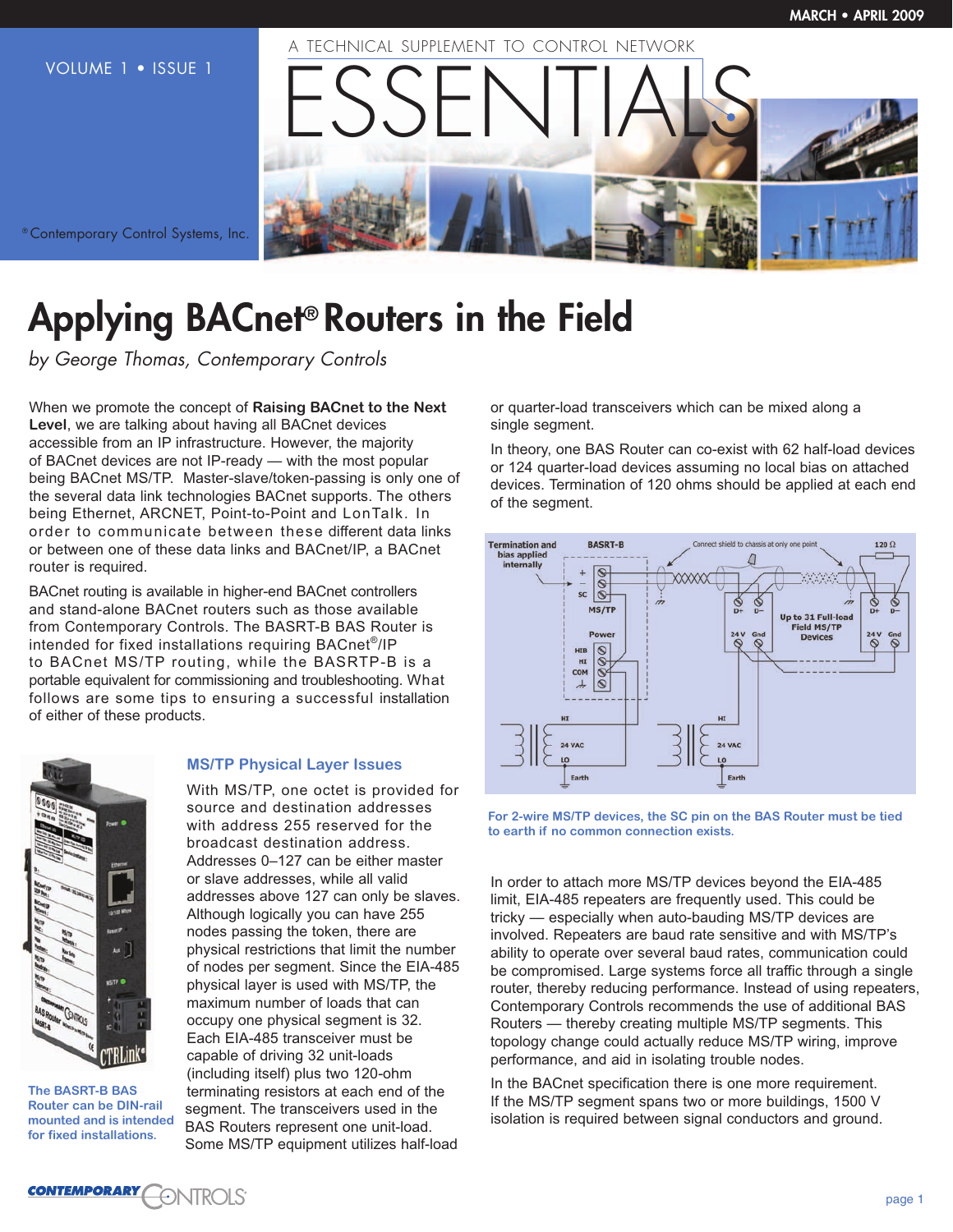A TECHNICAL SUPPLEMENT TO CONTROL NETWORK

# ESSENTIALS

VOLUME 1 • ISSUE 1

MARCH • APRIL 2009

®Contemporary Control Systems, Inc.

# Applying BACnet® Routers in the Field

*by George Thomas, Contemporary Controls*

When we promote the concept of **Raising BACnet to the Next Level**, we are talking about having all BACnet devices accessible from an IP infrastructure. However, the majority of BACnet devices are not IP-ready — with the most popular being BACnet MS/TP. Master-slave/token-passing is only one of the several data link technologies BACnet supports. The others being Ethernet, ARCNET, Point-to-Point and LonTalk. In order to communicate between these different data links or between one of these data links and BACnet/IP, a BACnet router is required.

BACnet routing is available in higher-end BACnet controllers and stand-alone BACnet routers such as those available from Contemporary Controls. The BASRT-B BAS Router is intended for fixed installations requiring BACnet®/IP to BACnet MS/TP routing, while the BASRTP-B is a portable equivalent for commissioning and troubleshooting. What follows are some tips to ensuring a successful installation of either of these products.

The BASRT-B BAS Router can be DIN-rail mounted and is intended for fixed installations.

## MS/TP Physical Layer Issues

With MS/TP, one octet is provided for source and destination addresses with address 255 reserved for the broadcast destination address. Addresses 0–127 can be either master or slave addresses, while all valid addresses above 127 can only be slaves. Although logically you can have 255 nodes passing the token, there are physical restrictions that limit the number of nodes per segment. Since the EIA-485 physical layer is used with MS/TP, the maximum number of loads that can occupy one physical segment is 32. Each EIA-485 transceiver must be capable of driving 32 unit-loads (including itself) plus two 120-ohm terminating resistors at each end of the segment. The transceivers used in the BAS Routers represent one unit-load. Some MS/TP equipment utilizes half-load or quarter-load transceivers which can be mixed along a single segment.

In theory, one BAS Router can co-exist with 62 half-load devices or 124 quarter-load devices assuming no local bias on attached devices. Termination of 120 ohms should be applied at each end of the segment.

For 2-wire MS/TP devices, the SC pin on the BAS Router must be tied to earth if no common connection exists.

In order to attach more MS/TP devices beyond the EIA-485 limit, EIA-485 repeaters are frequently used. This could be tricky — especially when auto-bauding MS/TP devices are involved. Repeaters are baud rate sensitive and with MS/TP's ability to operate over several baud rates, communication could be compromised. Large systems force all traffic through a single router, thereby reducing performance. Instead of using repeaters, Contemporary Controls recommends the use of additional BAS Routers — thereby creating multiple MS/TP segments. This topology change could actually reduce MS/TP wiring, improve performance, and aid in isolating trouble nodes.

In the BACnet specification there is one more requirement. If the MS/TP segment spans two or more buildings, 1500 V isolation is required between signal conductors and ground.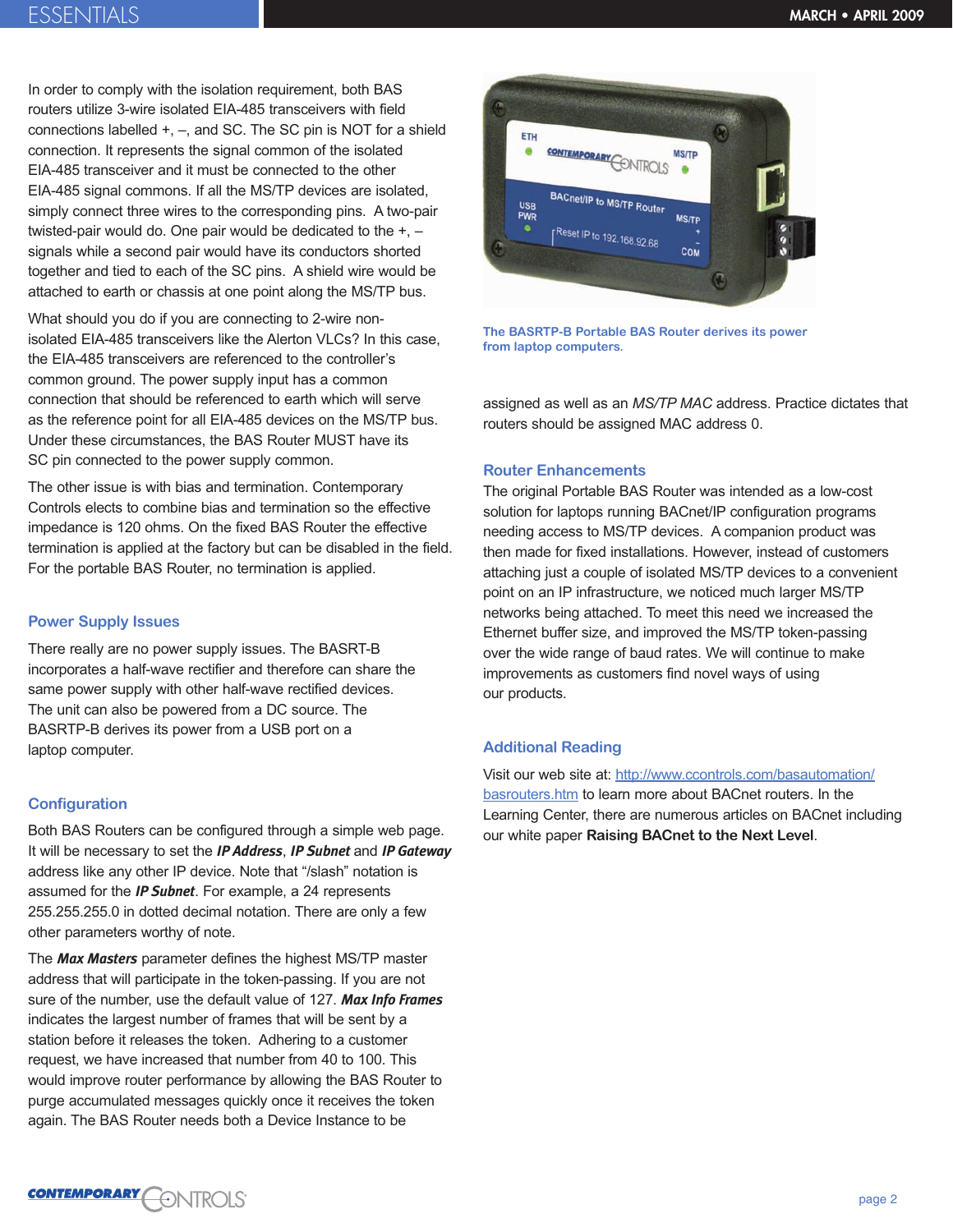In order to comply with the isolation requirement, both BAS routers utilize 3-wire isolated EIA-485 transceivers with field connections labelled +, –, and SC. The SC pin is NOT for a shield connection. It represents the signal common of the isolated EIA-485 transceiver and it must be connected to the other EIA-485 signal commons. If all the MS/TP devices are isolated, simply connect three wires to the corresponding pins. A two-pair twisted-pair would do. One pair would be dedicated to the +, – signals while a second pair would have its conductors shorted together and tied to each of the SC pins. A shield wire would be attached to earth or chassis at one point along the MS/TP bus.

What should you do if you are connecting to 2-wire non-isolated EIA-485 transceivers like the Alerton VLCs? In this case, the EIA-485 transceivers are referenced to the controller's common ground. The power supply input has a common connection that should be referenced to earth which will serve as the reference point for all EIA-485 devices on the MS/TP bus. Under these circumstances, the BAS Router MUST have its SC pin connected to the power supply common.

The other issue is with bias and termination. Contemporary Controls elects to combine bias and termination so the effective impedance is 120 ohms. On the fixed BAS Router the effective termination is applied at the factory but can be disabled in the field. For the portable BAS Router, no termination is applied.

## Power Supply Issues

There really are no power supply issues. The BASRT-B incorporates a half-wave rectifier and therefore can share the same power supply with other half-wave rectified devices. The unit can also be powered from a DC source. The BASRTP-B derives its power from a USB port on a laptop computer.

## Configuration

Both BAS Routers can be configured through a simple web page. It will be necessary to set the ***IP Address***, ***IP Subnet*** and ***IP Gateway*** address like any other IP device. Note that "/slash" notation is assumed for the ***IP Subnet***. For example, a 24 represents 255.255.255.0 in dotted decimal notation. There are only a few other parameters worthy of note.

The ***Max Masters*** parameter defines the highest MS/TP master address that will participate in the token-passing. If you are not sure of the number, use the default value of 127. ***Max Info Frames*** indicates the largest number of frames that will be sent by a station before it releases the token. Adhering to a customer request, we have increased that number from 40 to 100. This would improve router performance by allowing the BAS Router to purge accumulated messages quickly once it receives the token again. The BAS Router needs both a Device Instance to be assigned as well as an *MS/TP MAC* address. Practice dictates that routers should be assigned MAC address 0.

The BASRTP-B Portable BAS Router derives its power from laptop computers.

## Router Enhancements

The original Portable BAS Router was intended as a low-cost solution for laptops running BACnet/IP configuration programs needing access to MS/TP devices. A companion product was then made for fixed installations. However, instead of customers attaching just a couple of isolated MS/TP devices to a convenient point on an IP infrastructure, we noticed much larger MS/TP networks being attached. To meet this need we increased the Ethernet buffer size, and improved the MS/TP token-passing over the wide range of baud rates. We will continue to make improvements as customers find novel ways of using our products.

## Additional Reading

Visit our web site at: http://www.ccontrols.com/basautomation/basrouters.htm to learn more about BACnet routers. In the Learning Center, there are numerous articles on BACnet including our white paper **Raising BACnet to the Next Level**.